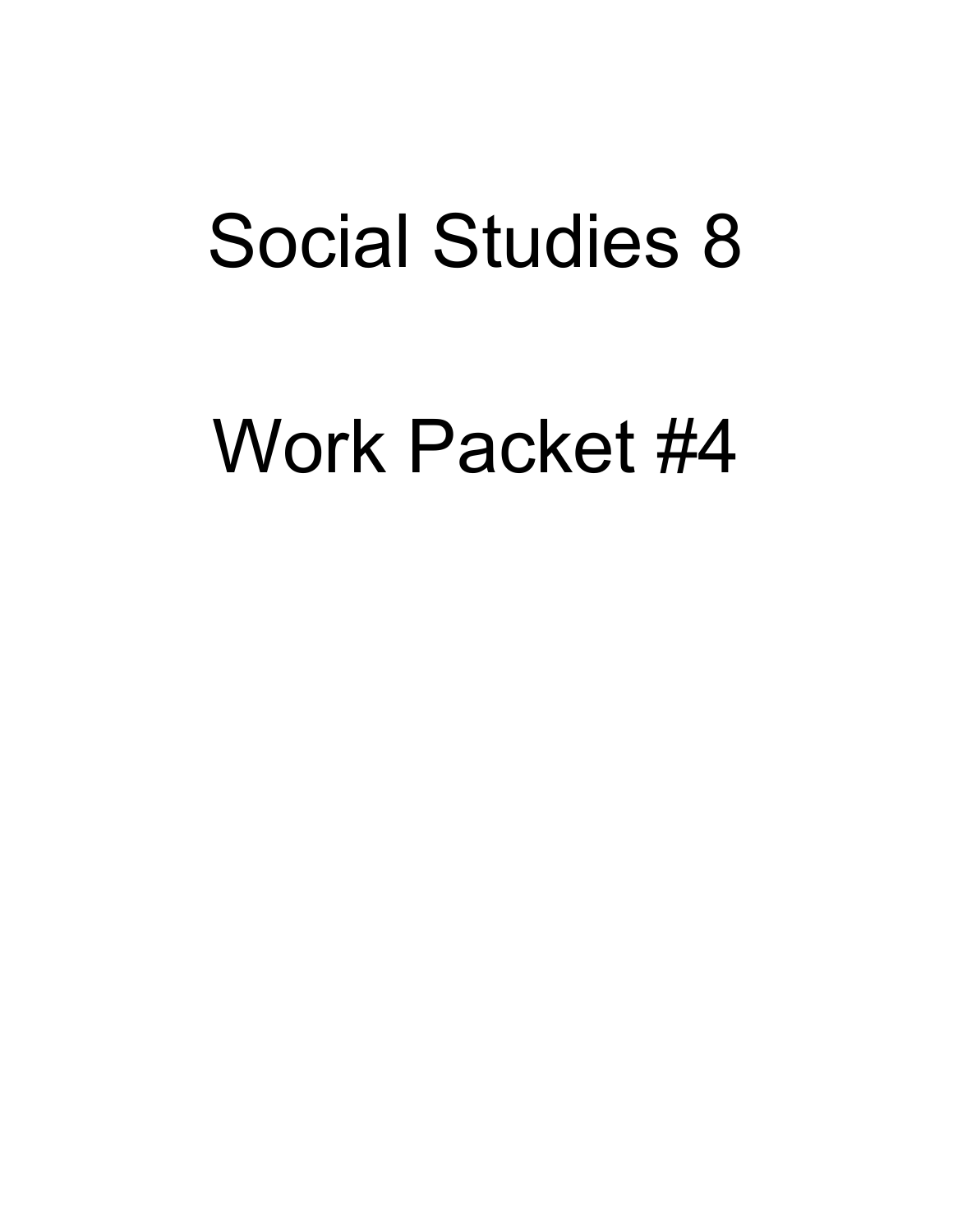# Social Studies 8

# Work Packet #4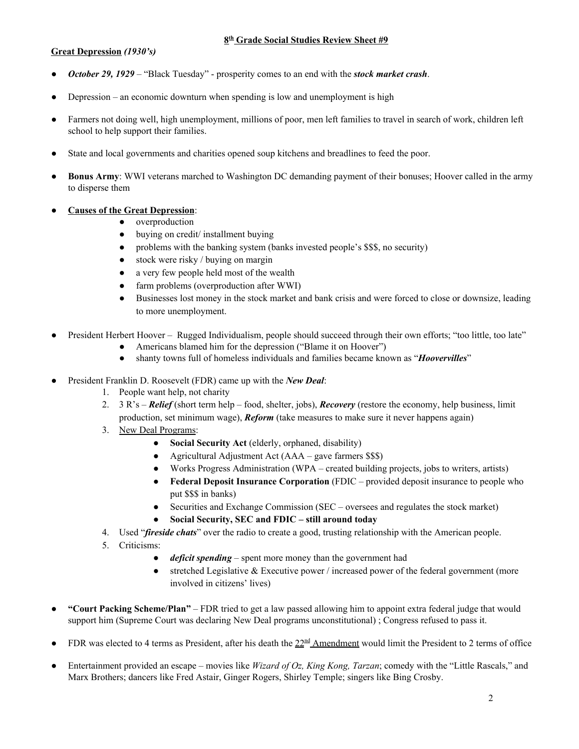# 8th Grade Social Studies Review Sheet #9

**Great Depression** ***(1930's)***

- ***October 29, 1929*** – "Black Tuesday" - prosperity comes to an end with the ***stock market crash***.
- Depression – an economic downturn when spending is low and unemployment is high
- Farmers not doing well, high unemployment, millions of poor, men left families to travel in search of work, children left school to help support their families.
- State and local governments and charities opened soup kitchens and breadlines to feed the poor.
- **Bonus Army**: WWI veterans marched to Washington DC demanding payment of their bonuses; Hoover called in the army to disperse them
- **Causes of the Great Depression**:
  - overproduction
  - buying on credit/ installment buying
  - problems with the banking system (banks invested people's $$$, no security)
  - stock were risky / buying on margin
  - a very few people held most of the wealth
  - farm problems (overproduction after WWI)
  - Businesses lost money in the stock market and bank crisis and were forced to close or downsize, leading to more unemployment.
- President Herbert Hoover – Rugged Individualism, people should succeed through their own efforts; "too little, too late"
  - Americans blamed him for the depression ("Blame it on Hoover")
  - shanty towns full of homeless individuals and families became known as "***Hoovervilles***"
- President Franklin D. Roosevelt (FDR) came up with the ***New Deal***:
  1. People want help, not charity
  2. 3 R's – ***Relief*** (short term help – food, shelter, jobs), ***Recovery*** (restore the economy, help business, limit production, set minimum wage), ***Reform*** (take measures to make sure it never happens again)
  3. New Deal Programs:
     - **Social Security Act** (elderly, orphaned, disability)
     - Agricultural Adjustment Act (AAA – gave farmers $$$)
     - Works Progress Administration (WPA – created building projects, jobs to writers, artists)
     - **Federal Deposit Insurance Corporation** (FDIC – provided deposit insurance to people who put $$$ in banks)
     - Securities and Exchange Commission (SEC – oversees and regulates the stock market)
     - **Social Security, SEC and FDIC – still around today**
  4. Used "***fireside chats***" over the radio to create a good, trusting relationship with the American people.
  5. Criticisms:
     - ***deficit spending*** – spent more money than the government had
     - stretched Legislative & Executive power / increased power of the federal government (more involved in citizens' lives)
- **"Court Packing Scheme/Plan"** – FDR tried to get a law passed allowing him to appoint extra federal judge that would support him (Supreme Court was declaring New Deal programs unconstitutional) ; Congress refused to pass it.
- FDR was elected to 4 terms as President, after his death the 22nd Amendment would limit the President to 2 terms of office
- Entertainment provided an escape – movies like *Wizard of Oz, King Kong, Tarzan*; comedy with the "Little Rascals," and Marx Brothers; dancers like Fred Astair, Ginger Rogers, Shirley Temple; singers like Bing Crosby.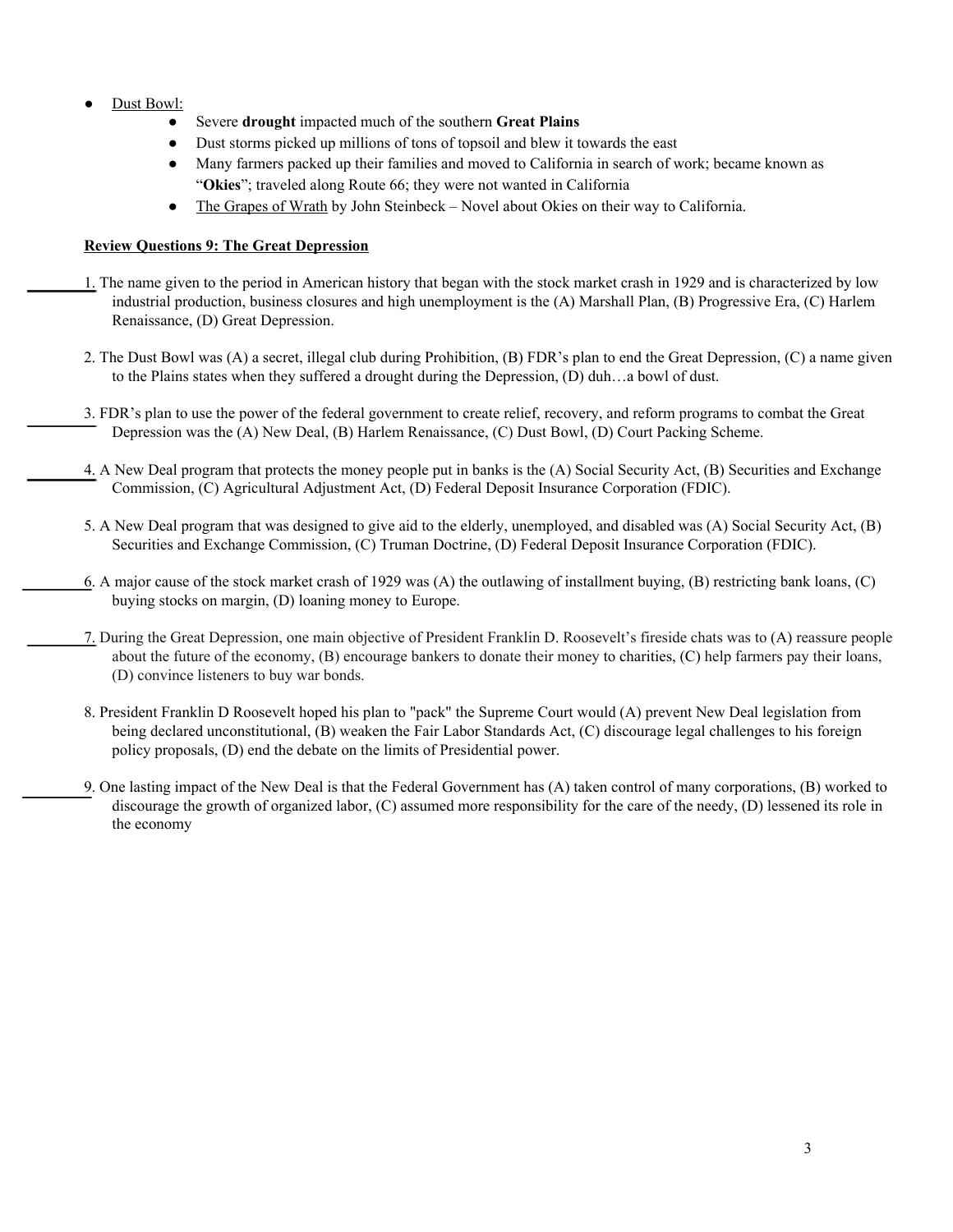- <u>Dust Bowl:</u>
    - Severe **drought** impacted much of the southern **Great Plains**
    - Dust storms picked up millions of tons of topsoil and blew it towards the east
    - Many farmers packed up their families and moved to California in search of work; became known as "**Okies**"; traveled along Route 66; they were not wanted in California
    - <u>The Grapes of Wrath</u> by John Steinbeck – Novel about Okies on their way to California.

**<u>Review Questions 9: The Great Depression</u>**

________1. The name given to the period in American history that began with the stock market crash in 1929 and is characterized by low industrial production, business closures and high unemployment is the (A) Marshall Plan, (B) Progressive Era, (C) Harlem Renaissance, (D) Great Depression.

2. The Dust Bowl was (A) a secret, illegal club during Prohibition, (B) FDR's plan to end the Great Depression, (C) a name given to the Plains states when they suffered a drought during the Depression, (D) duh…a bowl of dust.

________3. FDR's plan to use the power of the federal government to create relief, recovery, and reform programs to combat the Great Depression was the (A) New Deal, (B) Harlem Renaissance, (C) Dust Bowl, (D) Court Packing Scheme.

________4. A New Deal program that protects the money people put in banks is the (A) Social Security Act, (B) Securities and Exchange Commission, (C) Agricultural Adjustment Act, (D) Federal Deposit Insurance Corporation (FDIC).

5. A New Deal program that was designed to give aid to the elderly, unemployed, and disabled was (A) Social Security Act, (B) Securities and Exchange Commission, (C) Truman Doctrine, (D) Federal Deposit Insurance Corporation (FDIC).

________6. A major cause of the stock market crash of 1929 was (A) the outlawing of installment buying, (B) restricting bank loans, (C) buying stocks on margin, (D) loaning money to Europe.

________7. During the Great Depression, one main objective of President Franklin D. Roosevelt's fireside chats was to (A) reassure people about the future of the economy, (B) encourage bankers to donate their money to charities, (C) help farmers pay their loans, (D) convince listeners to buy war bonds.

8. President Franklin D Roosevelt hoped his plan to "pack" the Supreme Court would (A) prevent New Deal legislation from being declared unconstitutional, (B) weaken the Fair Labor Standards Act, (C) discourage legal challenges to his foreign policy proposals, (D) end the debate on the limits of Presidential power.

________9. One lasting impact of the New Deal is that the Federal Government has (A) taken control of many corporations, (B) worked to discourage the growth of organized labor, (C) assumed more responsibility for the care of the needy, (D) lessened its role in the economy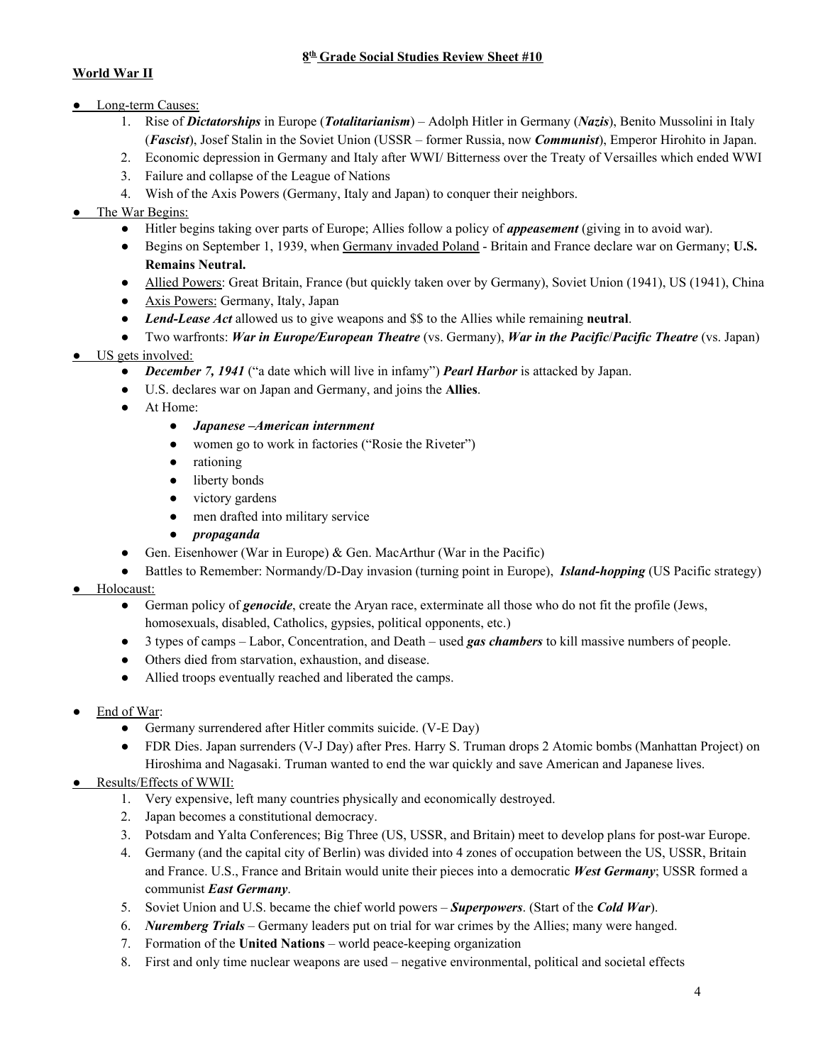# 8th Grade Social Studies Review Sheet #10

## World War II

- Long-term Causes:
    1. Rise of ***Dictatorships*** in Europe (***Totalitarianism***) – Adolph Hitler in Germany (***Nazis***), Benito Mussolini in Italy (***Fascist***), Josef Stalin in the Soviet Union (USSR – former Russia, now ***Communist***), Emperor Hirohito in Japan.
    2. Economic depression in Germany and Italy after WWI/ Bitterness over the Treaty of Versailles which ended WWI
    3. Failure and collapse of the League of Nations
    4. Wish of the Axis Powers (Germany, Italy and Japan) to conquer their neighbors.
- The War Begins:
    - Hitler begins taking over parts of Europe; Allies follow a policy of ***appeasement*** (giving in to avoid war).
    - Begins on September 1, 1939, when Germany invaded Poland - Britain and France declare war on Germany; **U.S. Remains Neutral.**
    - Allied Powers: Great Britain, France (but quickly taken over by Germany), Soviet Union (1941), US (1941), China
    - Axis Powers: Germany, Italy, Japan
    - ***Lend-Lease Act*** allowed us to give weapons and $$ to the Allies while remaining **neutral**.
    - Two warfronts: ***War in Europe/European Theatre*** (vs. Germany), ***War in the Pacific***/***Pacific Theatre*** (vs. Japan)
- US gets involved:
    - ***December 7, 1941*** ("a date which will live in infamy") ***Pearl Harbor*** is attacked by Japan.
    - U.S. declares war on Japan and Germany, and joins the **Allies**.
    - At Home:
        - ***Japanese –American internment***
        - women go to work in factories ("Rosie the Riveter")
        - rationing
        - liberty bonds
        - victory gardens
        - men drafted into military service
        - ***propaganda***
    - Gen. Eisenhower (War in Europe) & Gen. MacArthur (War in the Pacific)
    - Battles to Remember: Normandy/D-Day invasion (turning point in Europe), ***Island-hopping*** (US Pacific strategy)
- Holocaust:
    - German policy of ***genocide***, create the Aryan race, exterminate all those who do not fit the profile (Jews, homosexuals, disabled, Catholics, gypsies, political opponents, etc.)
    - 3 types of camps – Labor, Concentration, and Death – used ***gas chambers*** to kill massive numbers of people.
    - Others died from starvation, exhaustion, and disease.
    - Allied troops eventually reached and liberated the camps.
- End of War:
    - Germany surrendered after Hitler commits suicide. (V-E Day)
    - FDR Dies. Japan surrenders (V-J Day) after Pres. Harry S. Truman drops 2 Atomic bombs (Manhattan Project) on Hiroshima and Nagasaki. Truman wanted to end the war quickly and save American and Japanese lives.
- Results/Effects of WWII:
    1. Very expensive, left many countries physically and economically destroyed.
    2. Japan becomes a constitutional democracy.
    3. Potsdam and Yalta Conferences; Big Three (US, USSR, and Britain) meet to develop plans for post-war Europe.
    4. Germany (and the capital city of Berlin) was divided into 4 zones of occupation between the US, USSR, Britain and France. U.S., France and Britain would unite their pieces into a democratic ***West Germany***; USSR formed a communist ***East Germany***.
    5. Soviet Union and U.S. became the chief world powers – ***Superpowers***. (Start of the ***Cold War***).
    6. ***Nuremberg Trials*** – Germany leaders put on trial for war crimes by the Allies; many were hanged.
    7. Formation of the **United Nations** – world peace-keeping organization
    8. First and only time nuclear weapons are used – negative environmental, political and societal effects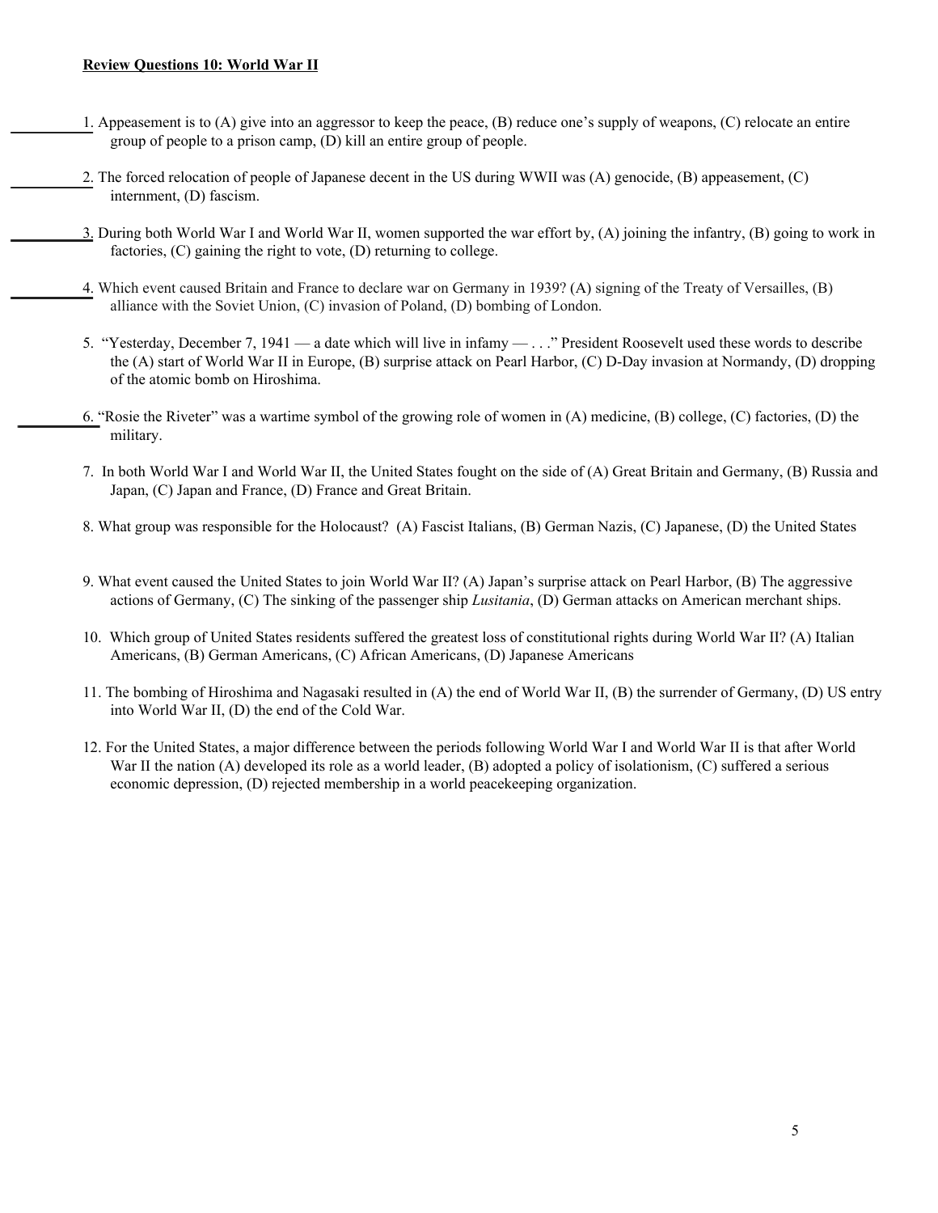**Review Questions 10: World War II**

\_\_\_\_\_\_\_\_\_\_ 1. Appeasement is to (A) give into an aggressor to keep the peace, (B) reduce one's supply of weapons, (C) relocate an entire group of people to a prison camp, (D) kill an entire group of people.

\_\_\_\_\_\_\_\_\_\_ 2. The forced relocation of people of Japanese decent in the US during WWII was (A) genocide, (B) appeasement, (C) internment, (D) fascism.

\_\_\_\_\_\_\_\_\_\_ 3. During both World War I and World War II, women supported the war effort by, (A) joining the infantry, (B) going to work in factories, (C) gaining the right to vote, (D) returning to college.

\_\_\_\_\_\_\_\_\_\_ 4. Which event caused Britain and France to declare war on Germany in 1939? (A) signing of the Treaty of Versailles, (B) alliance with the Soviet Union, (C) invasion of Poland, (D) bombing of London.

5. "Yesterday, December 7, 1941 — a date which will live in infamy — . . ." President Roosevelt used these words to describe the (A) start of World War II in Europe, (B) surprise attack on Pearl Harbor, (C) D-Day invasion at Normandy, (D) dropping of the atomic bomb on Hiroshima.

\_\_\_\_\_\_\_\_\_\_ 6. "Rosie the Riveter" was a wartime symbol of the growing role of women in (A) medicine, (B) college, (C) factories, (D) the military.

7. In both World War I and World War II, the United States fought on the side of (A) Great Britain and Germany, (B) Russia and Japan, (C) Japan and France, (D) France and Great Britain.

8. What group was responsible for the Holocaust? (A) Fascist Italians, (B) German Nazis, (C) Japanese, (D) the United States

9. What event caused the United States to join World War II? (A) Japan's surprise attack on Pearl Harbor, (B) The aggressive actions of Germany, (C) The sinking of the passenger ship *Lusitania*, (D) German attacks on American merchant ships.

10. Which group of United States residents suffered the greatest loss of constitutional rights during World War II? (A) Italian Americans, (B) German Americans, (C) African Americans, (D) Japanese Americans

11. The bombing of Hiroshima and Nagasaki resulted in (A) the end of World War II, (B) the surrender of Germany, (D) US entry into World War II, (D) the end of the Cold War.

12. For the United States, a major difference between the periods following World War I and World War II is that after World War II the nation (A) developed its role as a world leader, (B) adopted a policy of isolationism, (C) suffered a serious economic depression, (D) rejected membership in a world peacekeeping organization.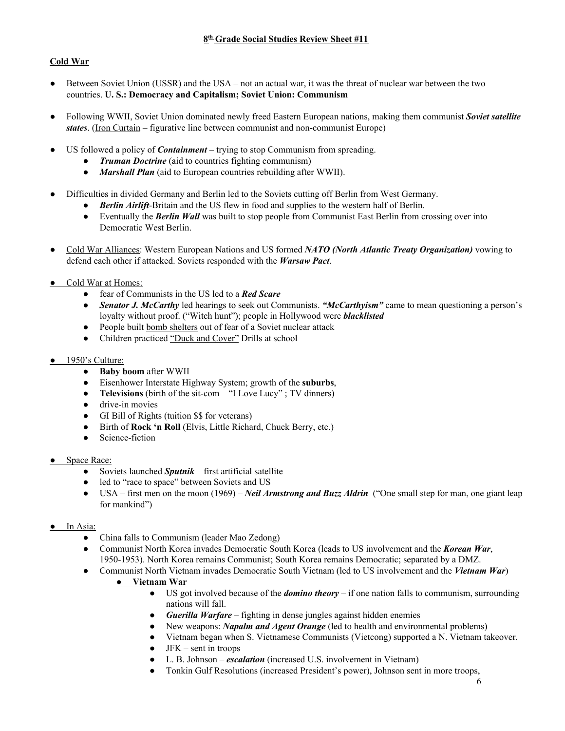# 8th Grade Social Studies Review Sheet #11

**Cold War**

- Between Soviet Union (USSR) and the USA – not an actual war, it was the threat of nuclear war between the two countries. **U. S.: Democracy and Capitalism; Soviet Union: Communism**

- Following WWII, Soviet Union dominated newly freed Eastern European nations, making them communist ***Soviet satellite states***. (Iron Curtain – figurative line between communist and non-communist Europe)

- US followed a policy of ***Containment*** – trying to stop Communism from spreading.
  - ***Truman Doctrine*** (aid to countries fighting communism)
  - ***Marshall Plan*** (aid to European countries rebuilding after WWII).

- Difficulties in divided Germany and Berlin led to the Soviets cutting off Berlin from West Germany.
  - ***Berlin Airlift***-Britain and the US flew in food and supplies to the western half of Berlin.
  - Eventually the ***Berlin Wall*** was built to stop people from Communist East Berlin from crossing over into Democratic West Berlin.

- Cold War Alliances: Western European Nations and US formed ***NATO (North Atlantic Treaty Organization)*** vowing to defend each other if attacked. Soviets responded with the ***Warsaw Pact***.

- Cold War at Homes:
  - fear of Communists in the US led to a ***Red Scare***
  - ***Senator J. McCarthy*** led hearings to seek out Communists. ***"McCarthyism"*** came to mean questioning a person's loyalty without proof. ("Witch hunt"); people in Hollywood were ***blacklisted***
  - People built bomb shelters out of fear of a Soviet nuclear attack
  - Children practiced "Duck and Cover" Drills at school

- 1950's Culture:
  - **Baby boom** after WWII
  - Eisenhower Interstate Highway System; growth of the **suburbs**,
  - **Televisions** (birth of the sit-com – "I Love Lucy" ; TV dinners)
  - drive-in movies
  - GI Bill of Rights (tuition $$ for veterans)
  - Birth of **Rock 'n Roll** (Elvis, Little Richard, Chuck Berry, etc.)
  - Science-fiction

- Space Race:
  - Soviets launched ***Sputnik*** – first artificial satellite
  - led to "race to space" between Soviets and US
  - USA – first men on the moon (1969) – ***Neil Armstrong and Buzz Aldrin*** ("One small step for man, one giant leap for mankind")

- In Asia:
  - China falls to Communism (leader Mao Zedong)
  - Communist North Korea invades Democratic South Korea (leads to US involvement and the ***Korean War***, 1950-1953). North Korea remains Communist; South Korea remains Democratic; separated by a DMZ.
  - Communist North Vietnam invades Democratic South Vietnam (led to US involvement and the ***Vietnam War***)
    - **Vietnam War**
      - US got involved because of the ***domino theory*** – if one nation falls to communism, surrounding nations will fall.
      - ***Guerilla Warfare*** – fighting in dense jungles against hidden enemies
      - New weapons: ***Napalm and Agent Orange*** (led to health and environmental problems)
      - Vietnam began when S. Vietnamese Communists (Vietcong) supported a N. Vietnam takeover.
      - JFK – sent in troops
      - L. B. Johnson – ***escalation*** (increased U.S. involvement in Vietnam)
      - Tonkin Gulf Resolutions (increased President's power), Johnson sent in more troops,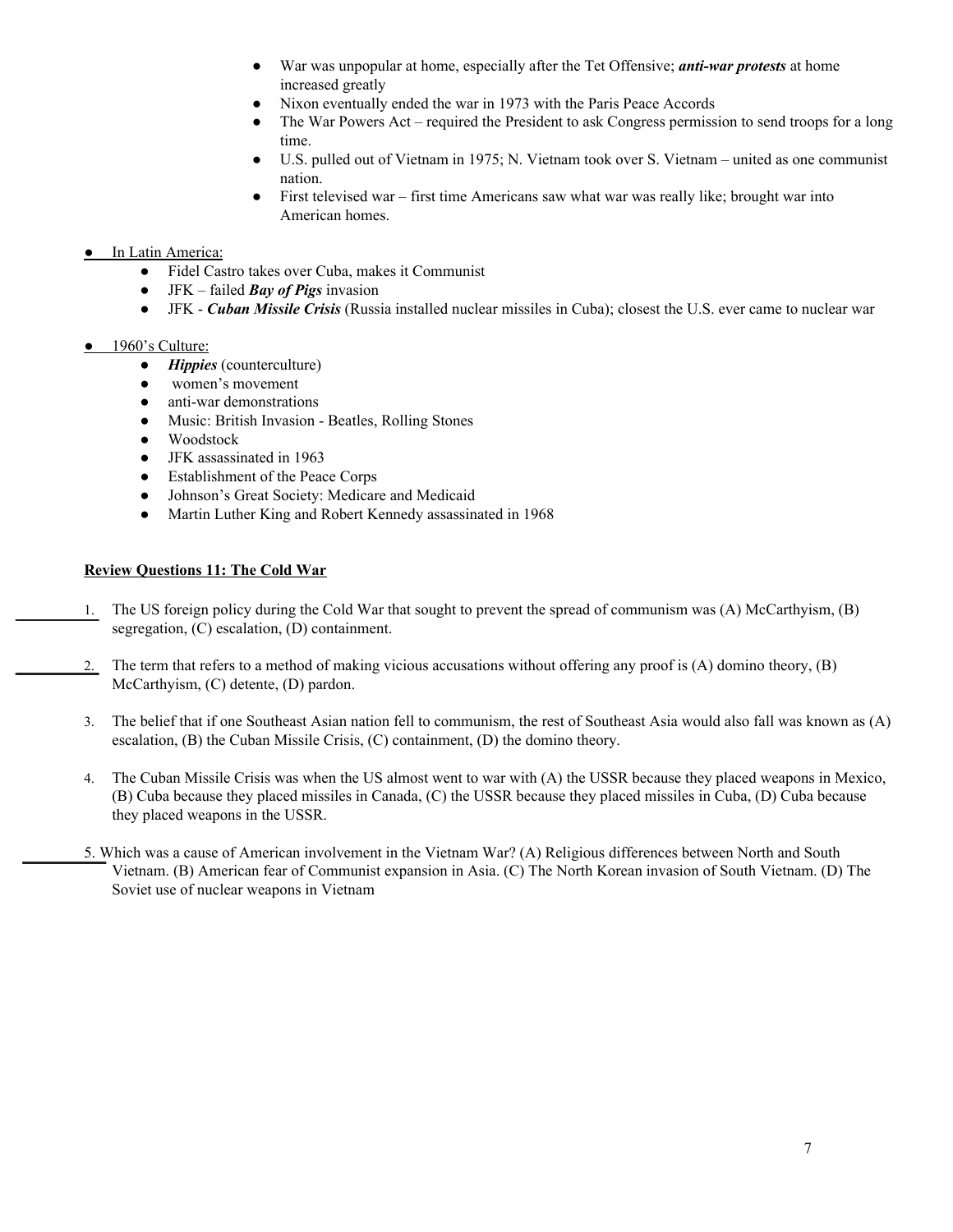- War was unpopular at home, especially after the Tet Offensive; ***anti-war protests*** at home increased greatly
- Nixon eventually ended the war in 1973 with the Paris Peace Accords
- The War Powers Act – required the President to ask Congress permission to send troops for a long time.
- U.S. pulled out of Vietnam in 1975; N. Vietnam took over S. Vietnam – united as one communist nation.
- First televised war – first time Americans saw what war was really like; brought war into American homes.

- In Latin America:
  - Fidel Castro takes over Cuba, makes it Communist
  - JFK – failed ***Bay of Pigs*** invasion
  - JFK - ***Cuban Missile Crisis*** (Russia installed nuclear missiles in Cuba); closest the U.S. ever came to nuclear war

- 1960's Culture:
  - ***Hippies*** (counterculture)
  - women's movement
  - anti-war demonstrations
  - Music: British Invasion - Beatles, Rolling Stones
  - Woodstock
  - JFK assassinated in 1963
  - Establishment of the Peace Corps
  - Johnson's Great Society: Medicare and Medicaid
  - Martin Luther King and Robert Kennedy assassinated in 1968

**Review Questions 11: The Cold War**

_______ 1. The US foreign policy during the Cold War that sought to prevent the spread of communism was (A) McCarthyism, (B) segregation, (C) escalation, (D) containment.

_______ 2. The term that refers to a method of making vicious accusations without offering any proof is (A) domino theory, (B) McCarthyism, (C) detente, (D) pardon.

3. The belief that if one Southeast Asian nation fell to communism, the rest of Southeast Asia would also fall was known as (A) escalation, (B) the Cuban Missile Crisis, (C) containment, (D) the domino theory.

4. The Cuban Missile Crisis was when the US almost went to war with (A) the USSR because they placed weapons in Mexico, (B) Cuba because they placed missiles in Canada, (C) the USSR because they placed missiles in Cuba, (D) Cuba because they placed weapons in the USSR.

_______ 5. Which was a cause of American involvement in the Vietnam War? (A) Religious differences between North and South Vietnam. (B) American fear of Communist expansion in Asia. (C) The North Korean invasion of South Vietnam. (D) The Soviet use of nuclear weapons in Vietnam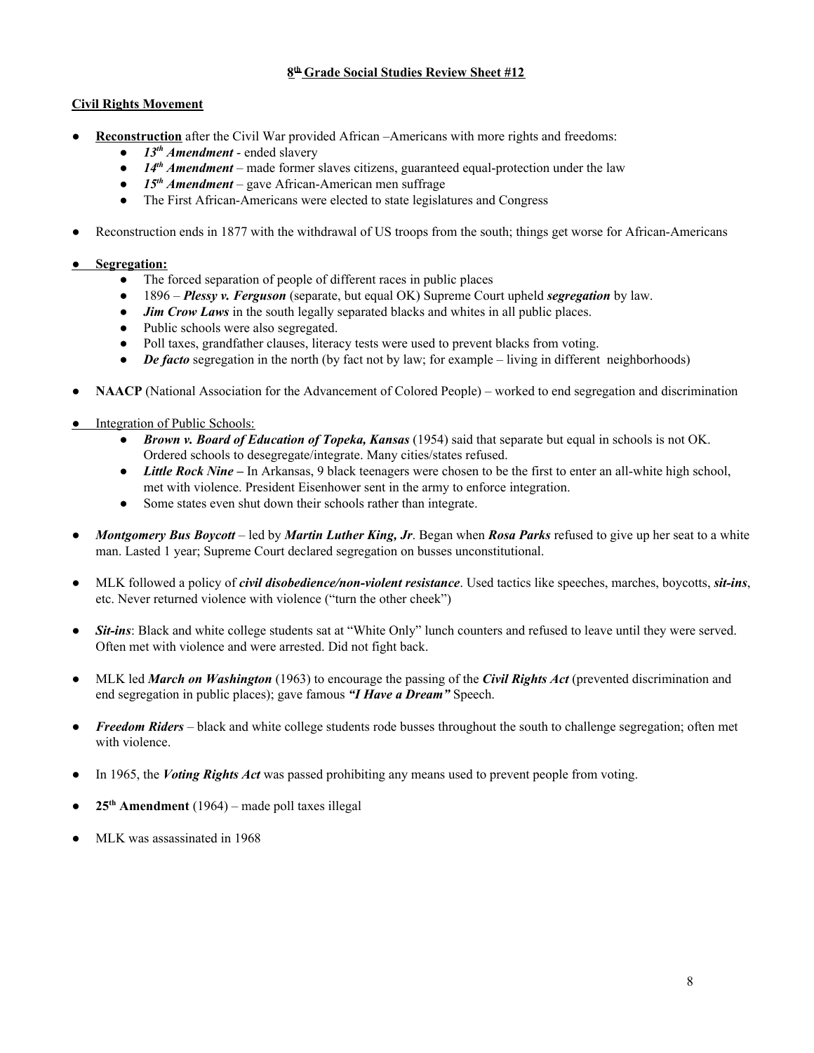# 8th Grade Social Studies Review Sheet #12

## Civil Rights Movement

- **Reconstruction** after the Civil War provided African –Americans with more rights and freedoms:
  - ***13th Amendment*** - ended slavery
  - ***14th Amendment*** – made former slaves citizens, guaranteed equal-protection under the law
  - ***15th Amendment*** – gave African-American men suffrage
  - The First African-Americans were elected to state legislatures and Congress

- Reconstruction ends in 1877 with the withdrawal of US troops from the south; things get worse for African-Americans

- **Segregation:**
  - The forced separation of people of different races in public places
  - 1896 – ***Plessy v. Ferguson*** (separate, but equal OK) Supreme Court upheld ***segregation*** by law.
  - ***Jim Crow Laws*** in the south legally separated blacks and whites in all public places.
  - Public schools were also segregated.
  - Poll taxes, grandfather clauses, literacy tests were used to prevent blacks from voting.
  - ***De facto*** segregation in the north (by fact not by law; for example – living in different neighborhoods)

- **NAACP** (National Association for the Advancement of Colored People) – worked to end segregation and discrimination

- Integration of Public Schools:
  - ***Brown v. Board of Education of Topeka, Kansas*** (1954) said that separate but equal in schools is not OK. Ordered schools to desegregate/integrate. Many cities/states refused.
  - ***Little Rock Nine –*** In Arkansas, 9 black teenagers were chosen to be the first to enter an all-white high school, met with violence. President Eisenhower sent in the army to enforce integration.
  - Some states even shut down their schools rather than integrate.

- ***Montgomery Bus Boycott*** – led by ***Martin Luther King, Jr***. Began when ***Rosa Parks*** refused to give up her seat to a white man. Lasted 1 year; Supreme Court declared segregation on busses unconstitutional.

- MLK followed a policy of ***civil disobedience/non-violent resistance***. Used tactics like speeches, marches, boycotts, ***sit-ins***, etc. Never returned violence with violence ("turn the other cheek")

- ***Sit-ins***: Black and white college students sat at "White Only" lunch counters and refused to leave until they were served. Often met with violence and were arrested. Did not fight back.

- MLK led ***March on Washington*** (1963) to encourage the passing of the ***Civil Rights Act*** (prevented discrimination and end segregation in public places); gave famous ***"I Have a Dream"*** Speech.

- ***Freedom Riders*** – black and white college students rode busses throughout the south to challenge segregation; often met with violence.

- In 1965, the ***Voting Rights Act*** was passed prohibiting any means used to prevent people from voting.

- **25th Amendment** (1964) – made poll taxes illegal

- MLK was assassinated in 1968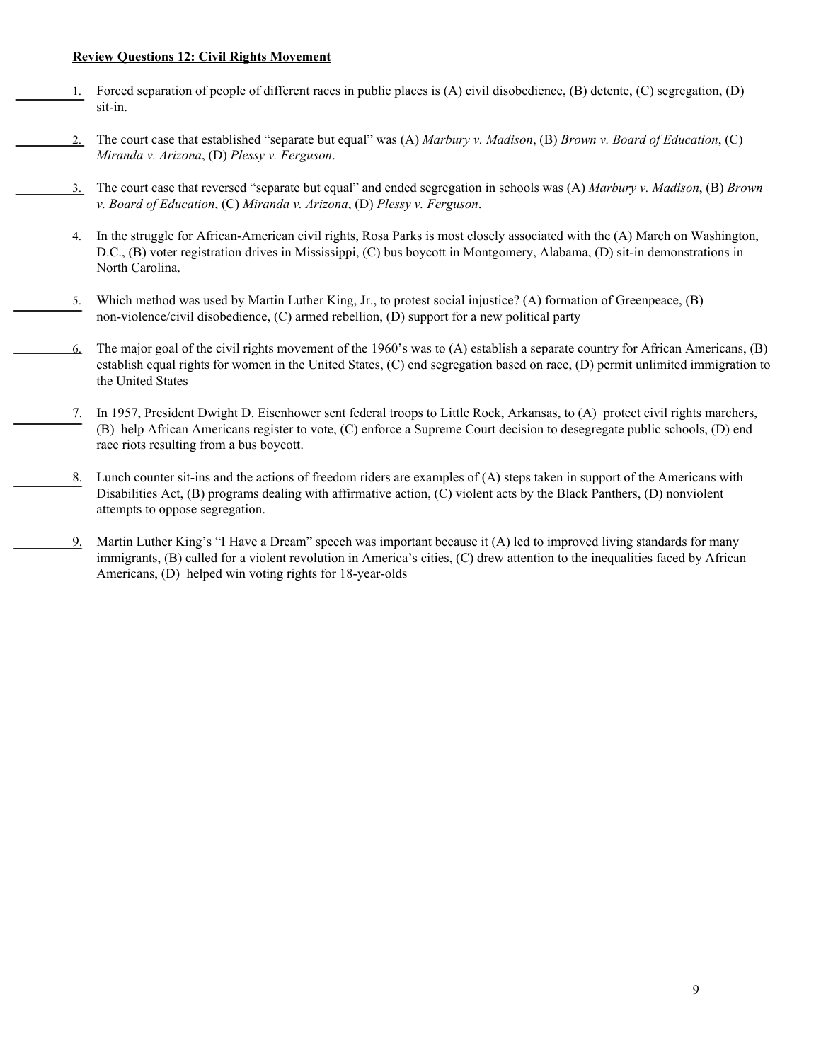**Review Questions 12: Civil Rights Movement**

_________ 1. Forced separation of people of different races in public places is (A) civil disobedience, (B) detente, (C) segregation, (D) sit-in.

_________ 2. The court case that established "separate but equal" was (A) *Marbury v. Madison*, (B) *Brown v. Board of Education*, (C) *Miranda v. Arizona*, (D) *Plessy v. Ferguson*.

_________ 3. The court case that reversed "separate but equal" and ended segregation in schools was (A) *Marbury v. Madison*, (B) *Brown v. Board of Education*, (C) *Miranda v. Arizona*, (D) *Plessy v. Ferguson*.

4. In the struggle for African-American civil rights, Rosa Parks is most closely associated with the (A) March on Washington, D.C., (B) voter registration drives in Mississippi, (C) bus boycott in Montgomery, Alabama, (D) sit-in demonstrations in North Carolina.

_________ 5. Which method was used by Martin Luther King, Jr., to protest social injustice? (A) formation of Greenpeace, (B) non-violence/civil disobedience, (C) armed rebellion, (D) support for a new political party

_________ 6. The major goal of the civil rights movement of the 1960's was to (A) establish a separate country for African Americans, (B) establish equal rights for women in the United States, (C) end segregation based on race, (D) permit unlimited immigration to the United States

_________ 7. In 1957, President Dwight D. Eisenhower sent federal troops to Little Rock, Arkansas, to (A) protect civil rights marchers, (B) help African Americans register to vote, (C) enforce a Supreme Court decision to desegregate public schools, (D) end race riots resulting from a bus boycott.

_________ 8. Lunch counter sit-ins and the actions of freedom riders are examples of (A) steps taken in support of the Americans with Disabilities Act, (B) programs dealing with affirmative action, (C) violent acts by the Black Panthers, (D) nonviolent attempts to oppose segregation.

_________ 9. Martin Luther King's "I Have a Dream" speech was important because it (A) led to improved living standards for many immigrants, (B) called for a violent revolution in America's cities, (C) drew attention to the inequalities faced by African Americans, (D) helped win voting rights for 18-year-olds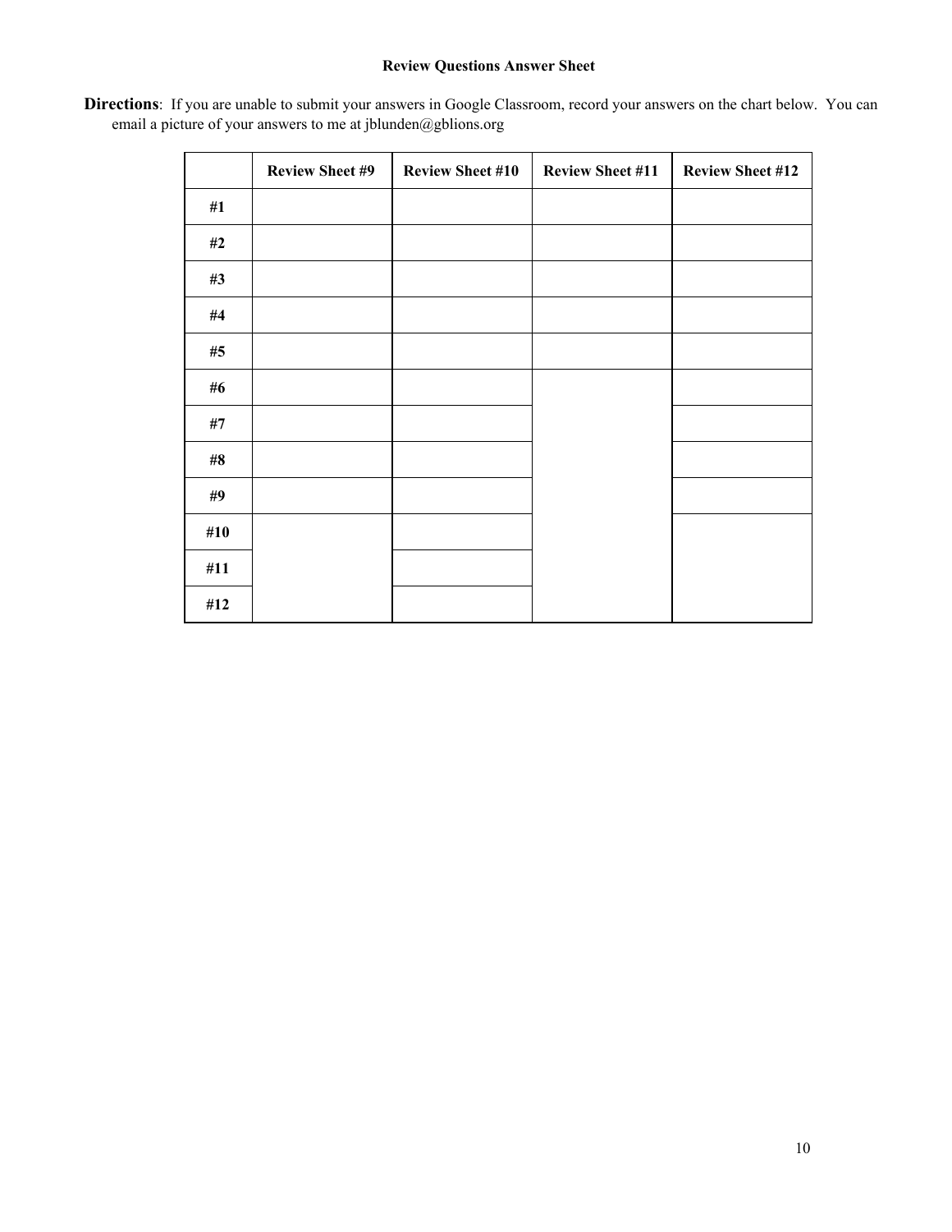**Review Questions Answer Sheet**

**Directions**: If you are unable to submit your answers in Google Classroom, record your answers on the chart below. You can email a picture of your answers to me at jblunden@gblions.org

| | Review Sheet #9 | Review Sheet #10 | Review Sheet #11 | Review Sheet #12 |
|---|---|---|---|---|
| #1 | | | | |
| #2 | | | | |
| #3 | | | | |
| #4 | | | | |
| #5 | | | | |
| #6 | | | | |
| #7 | | | | |
| #8 | | | | |
| #9 | | | | |
| #10 | | | | |
| #11 | | | | |
| #12 | | | | |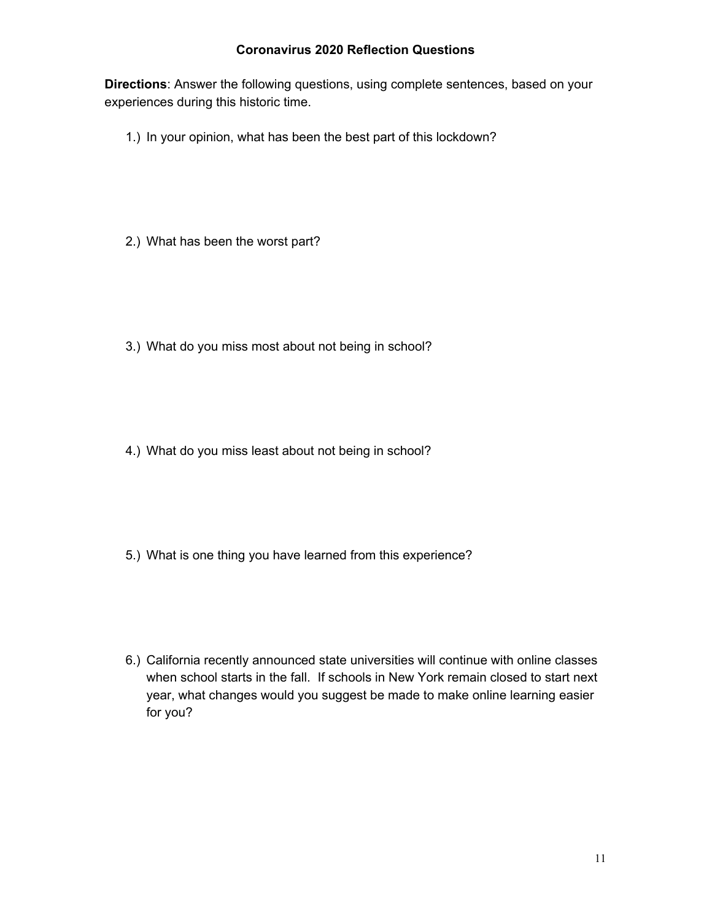**Coronavirus 2020 Reflection Questions**

**Directions**: Answer the following questions, using complete sentences, based on your experiences during this historic time.

1.) In your opinion, what has been the best part of this lockdown?

2.) What has been the worst part?

3.) What do you miss most about not being in school?

4.) What do you miss least about not being in school?

5.) What is one thing you have learned from this experience?

6.) California recently announced state universities will continue with online classes when school starts in the fall. If schools in New York remain closed to start next year, what changes would you suggest be made to make online learning easier for you?